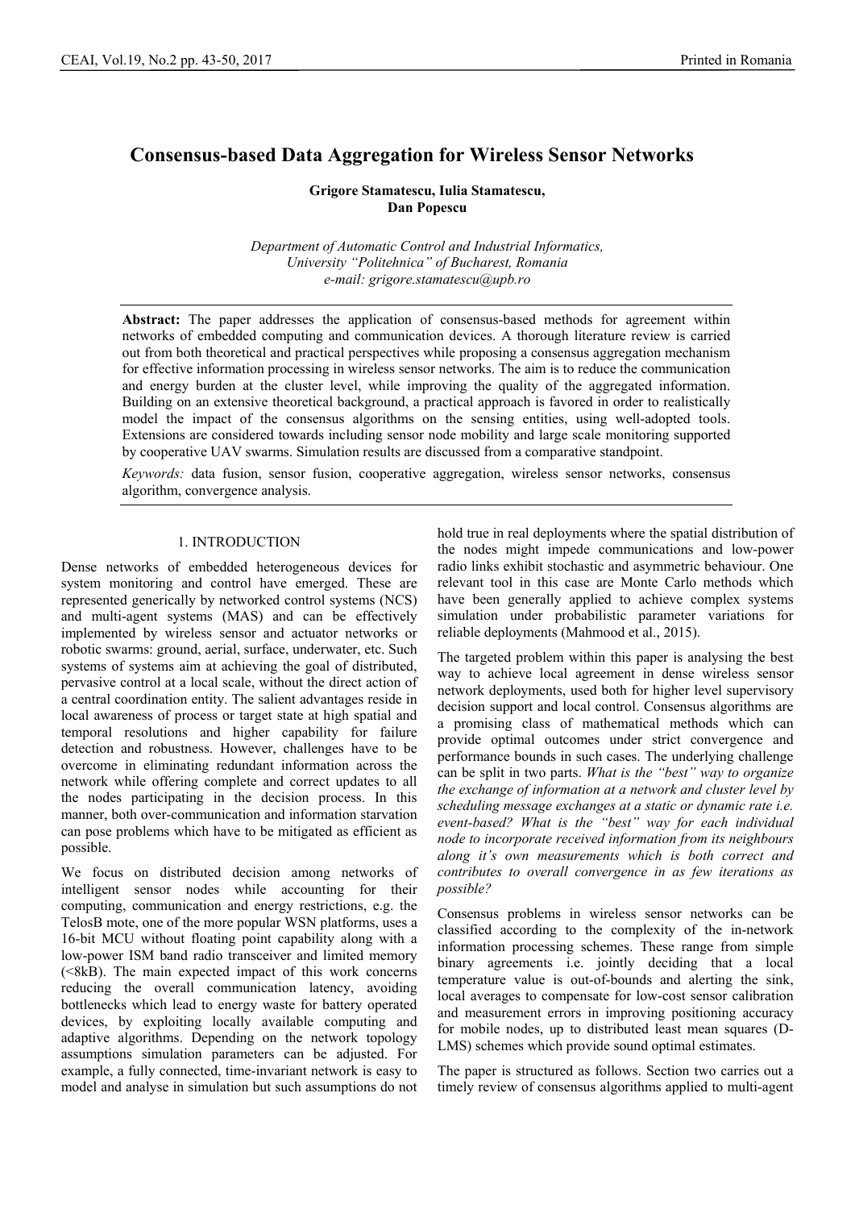# Consensus-based Data Aggregation for Wireless Sensor Networks

**Grigore Stamatescu, Iulia Stamatescu, Dan Popescu**

*Department of Automatic Control and Industrial Informatics, University "Politehnica" of Bucharest, Romania*
*e-mail: grigore.stamatescu@upb.ro*

**Abstract:** The paper addresses the application of consensus-based methods for agreement within networks of embedded computing and communication devices. A thorough literature review is carried out from both theoretical and practical perspectives while proposing a consensus aggregation mechanism for effective information processing in wireless sensor networks. The aim is to reduce the communication and energy burden at the cluster level, while improving the quality of the aggregated information. Building on an extensive theoretical background, a practical approach is favored in order to realistically model the impact of the consensus algorithms on the sensing entities, using well-adopted tools. Extensions are considered towards including sensor node mobility and large scale monitoring supported by cooperative UAV swarms. Simulation results are discussed from a comparative standpoint.

*Keywords:* data fusion, sensor fusion, cooperative aggregation, wireless sensor networks, consensus algorithm, convergence analysis.

## 1. INTRODUCTION

Dense networks of embedded heterogeneous devices for system monitoring and control have emerged. These are represented generically by networked control systems (NCS) and multi-agent systems (MAS) and can be effectively implemented by wireless sensor and actuator networks or robotic swarms: ground, aerial, surface, underwater, etc. Such systems of systems aim at achieving the goal of distributed, pervasive control at a local scale, without the direct action of a central coordination entity. The salient advantages reside in local awareness of process or target state at high spatial and temporal resolutions and higher capability for failure detection and robustness. However, challenges have to be overcome in eliminating redundant information across the network while offering complete and correct updates to all the nodes participating in the decision process. In this manner, both over-communication and information starvation can pose problems which have to be mitigated as efficient as possible.

We focus on distributed decision among networks of intelligent sensor nodes while accounting for their computing, communication and energy restrictions, e.g. the TelosB mote, one of the more popular WSN platforms, uses a 16-bit MCU without floating point capability along with a low-power ISM band radio transceiver and limited memory (<8kB). The main expected impact of this work concerns reducing the overall communication latency, avoiding bottlenecks which lead to energy waste for battery operated devices, by exploiting locally available computing and adaptive algorithms. Depending on the network topology assumptions simulation parameters can be adjusted. For example, a fully connected, time-invariant network is easy to model and analyse in simulation but such assumptions do not hold true in real deployments where the spatial distribution of the nodes might impede communications and low-power radio links exhibit stochastic and asymmetric behaviour. One relevant tool in this case are Monte Carlo methods which have been generally applied to achieve complex systems simulation under probabilistic parameter variations for reliable deployments (Mahmood et al., 2015).

The targeted problem within this paper is analysing the best way to achieve local agreement in dense wireless sensor network deployments, used both for higher level supervisory decision support and local control. Consensus algorithms are a promising class of mathematical methods which can provide optimal outcomes under strict convergence and performance bounds in such cases. The underlying challenge can be split in two parts. *What is the "best" way to organize the exchange of information at a network and cluster level by scheduling message exchanges at a static or dynamic rate i.e. event-based? What is the "best" way for each individual node to incorporate received information from its neighbours along it's own measurements which is both correct and contributes to overall convergence in as few iterations as possible?*

Consensus problems in wireless sensor networks can be classified according to the complexity of the in-network information processing schemes. These range from simple binary agreements i.e. jointly deciding that a local temperature value is out-of-bounds and alerting the sink, local averages to compensate for low-cost sensor calibration and measurement errors in improving positioning accuracy for mobile nodes, up to distributed least mean squares (D-LMS) schemes which provide sound optimal estimates.

The paper is structured as follows. Section two carries out a timely review of consensus algorithms applied to multi-agent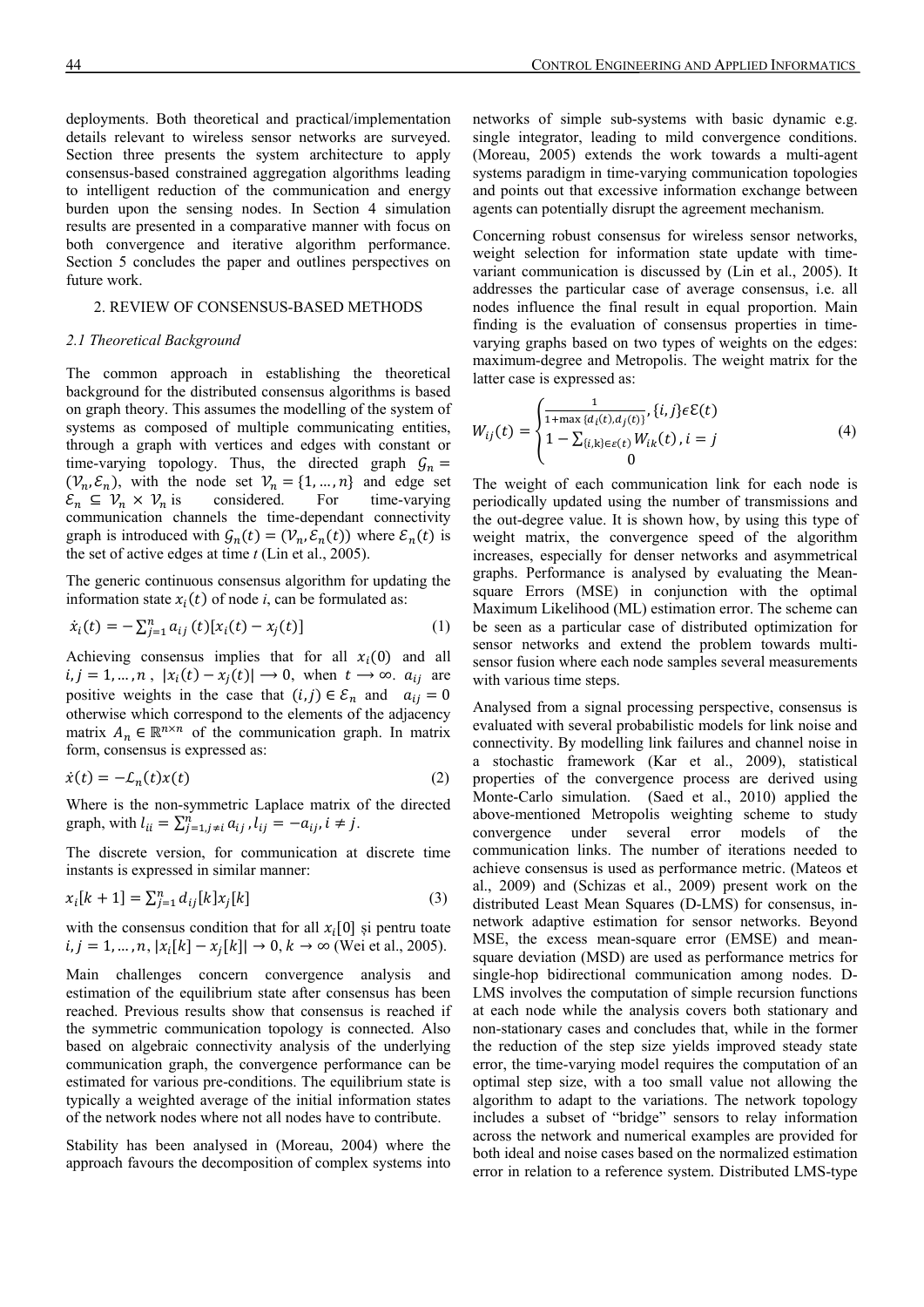deployments. Both theoretical and practical/implementation details relevant to wireless sensor networks are surveyed. Section three presents the system architecture to apply consensus-based constrained aggregation algorithms leading to intelligent reduction of the communication and energy burden upon the sensing nodes. In Section 4 simulation results are presented in a comparative manner with focus on both convergence and iterative algorithm performance. Section 5 concludes the paper and outlines perspectives on future work.

## 2. REVIEW OF CONSENSUS-BASED METHODS

### *2.1 Theoretical Background*

The common approach in establishing the theoretical background for the distributed consensus algorithms is based on graph theory. This assumes the modelling of the system of systems as composed of multiple communicating entities, through a graph with vertices and edges with constant or time-varying topology. Thus, the directed graph $\mathcal{G}_n = (\mathcal{V}_n, \mathcal{E}_n)$, with the node set $\mathcal{V}_n = \{1, \ldots, n\}$ and edge set $\mathcal{E}_n \subseteq \mathcal{V}_n \times \mathcal{V}_n$ is considered. For time-varying communication channels the time-dependant connectivity graph is introduced with $\mathcal{G}_n(t) = (\mathcal{V}_n, \mathcal{E}_n(t))$ where $\mathcal{E}_n(t)$ is the set of active edges at time *t* (Lin et al., 2005).

The generic continuous consensus algorithm for updating the information state $x_i(t)$ of node *i*, can be formulated as:

$$\dot{x}_i(t) = -\sum_{j=1}^{n} a_{ij}(t)[x_i(t) - x_j(t)] \tag{1}$$

Achieving consensus implies that for all $x_i(0)$ and all $i, j = 1, \ldots, n$, $|x_i(t) - x_j(t)| \longrightarrow 0$, when $t \longrightarrow \infty$. $a_{ij}$ are positive weights in the case that $(i,j) \in \mathcal{E}_n$ and $a_{ij} = 0$ otherwise which correspond to the elements of the adjacency matrix $A_n \in \mathbb{R}^{n \times n}$ of the communication graph. In matrix form, consensus is expressed as:

$$\dot{x}(t) = -\mathcal{L}_n(t)x(t) \tag{2}$$

Where is the non-symmetric Laplace matrix of the directed graph, with $l_{ii} = \sum_{j=1, j\neq i}^{n} a_{ij}$, $l_{ij} = -a_{ij}, i \neq j$.

The discrete version, for communication at discrete time instants is expressed in similar manner:

$$x_i[k+1] = \sum_{j=1}^{n} d_{ij}[k] x_j[k] \tag{3}$$

with the consensus condition that for all $x_i[0]$ și pentru toate $i, j = 1, \ldots, n$, $|x_i[k] - x_j[k]| \to 0$, $k \to \infty$ (Wei et al., 2005).

Main challenges concern convergence analysis and estimation of the equilibrium state after consensus has been reached. Previous results show that consensus is reached if the symmetric communication topology is connected. Also based on algebraic connectivity analysis of the underlying communication graph, the convergence performance can be estimated for various pre-conditions. The equilibrium state is typically a weighted average of the initial information states of the network nodes where not all nodes have to contribute.

Stability has been analysed in (Moreau, 2004) where the approach favours the decomposition of complex systems into networks of simple sub-systems with basic dynamic e.g. single integrator, leading to mild convergence conditions. (Moreau, 2005) extends the work towards a multi-agent systems paradigm in time-varying communication topologies and points out that excessive information exchange between agents can potentially disrupt the agreement mechanism.

Concerning robust consensus for wireless sensor networks, weight selection for information state update with time-variant communication is discussed by (Lin et al., 2005). It addresses the particular case of average consensus, i.e. all nodes influence the final result in equal proportion. Main finding is the evaluation of consensus properties in time-varying graphs based on two types of weights on the edges: maximum-degree and Metropolis. The weight matrix for the latter case is expressed as:

$$W_{ij}(t) = \begin{cases} \frac{1}{1+\max\{d_i(t), d_j(t)\}}, \{i,j\} \epsilon \mathcal{E}(t) \\ 1 - \sum_{\{i,k\} \in \varepsilon(t)} W_{ik}(t), i = j \\ 0 \end{cases} \tag{4}$$

The weight of each communication link for each node is periodically updated using the number of transmissions and the out-degree value. It is shown how, by using this type of weight matrix, the convergence speed of the algorithm increases, especially for denser networks and asymmetrical graphs. Performance is analysed by evaluating the Mean-square Errors (MSE) in conjunction with the optimal Maximum Likelihood (ML) estimation error. The scheme can be seen as a particular case of distributed optimization for sensor networks and extend the problem towards multi-sensor fusion where each node samples several measurements with various time steps.

Analysed from a signal processing perspective, consensus is evaluated with several probabilistic models for link noise and connectivity. By modelling link failures and channel noise in a stochastic framework (Kar et al., 2009), statistical properties of the convergence process are derived using Monte-Carlo simulation. (Saed et al., 2010) applied the above-mentioned Metropolis weighting scheme to study convergence under several error models of the communication links. The number of iterations needed to achieve consensus is used as performance metric. (Mateos et al., 2009) and (Schizas et al., 2009) present work on the distributed Least Mean Squares (D-LMS) for consensus, in-network adaptive estimation for sensor networks. Beyond MSE, the excess mean-square error (EMSE) and mean-square deviation (MSD) are used as performance metrics for single-hop bidirectional communication among nodes. D-LMS involves the computation of simple recursion functions at each node while the analysis covers both stationary and non-stationary cases and concludes that, while in the former the reduction of the step size yields improved steady state error, the time-varying model requires the computation of an optimal step size, with a too small value not allowing the algorithm to adapt to the variations. The network topology includes a subset of "bridge" sensors to relay information across the network and numerical examples are provided for both ideal and noise cases based on the normalized estimation error in relation to a reference system. Distributed LMS-type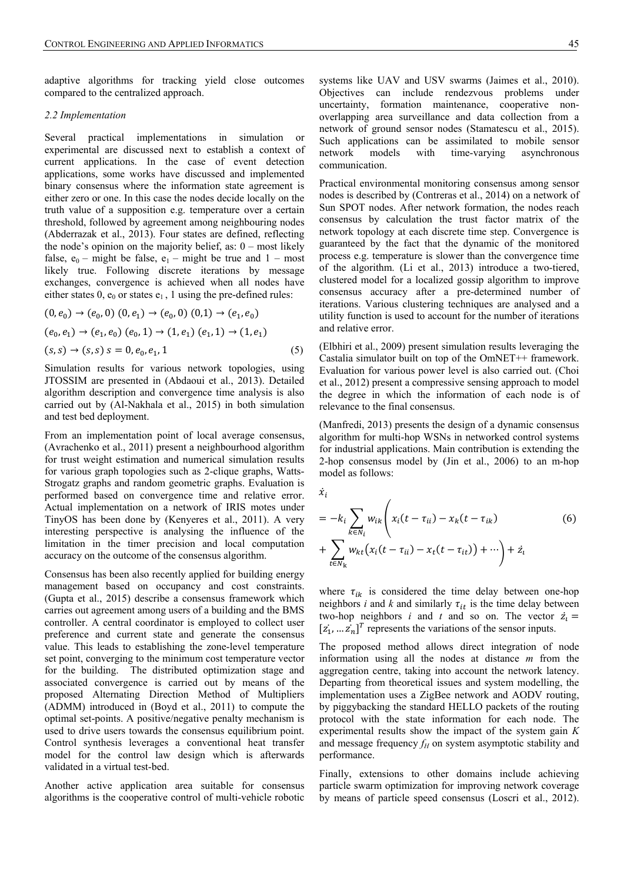adaptive algorithms for tracking yield close outcomes compared to the centralized approach.

### *2.2 Implementation*

Several practical implementations in simulation or experimental are discussed next to establish a context of current applications. In the case of event detection applications, some works have discussed and implemented binary consensus where the information state agreement is either zero or one. In this case the nodes decide locally on the truth value of a supposition e.g. temperature over a certain threshold, followed by agreement among neighbouring nodes (Abderrazak et al., 2013). Four states are defined, reflecting the node's opinion on the majority belief, as: 0 – most likely false, $e_0$ – might be false, $e_1$ – might be true and 1 – most likely true. Following discrete iterations by message exchanges, convergence is achieved when all nodes have either states 0, $e_0$ or states $e_1$, 1 using the pre-defined rules:

$$
\begin{aligned}
&(0, e_0) \rightarrow (e_0, 0)\ (0, e_1) \rightarrow (e_0, 0)\ (0,1) \rightarrow (e_1, e_0) \\
&(e_0, e_1) \rightarrow (e_1, e_0)\ (e_0, 1) \rightarrow (1, e_1)\ (e_1, 1) \rightarrow (1, e_1) \\
&(s, s) \rightarrow (s, s)\ s = 0, e_0, e_1, 1
\end{aligned} \tag{5}
$$

Simulation results for various network topologies, using JTOSSIM are presented in (Abdaoui et al., 2013). Detailed algorithm description and convergence time analysis is also carried out by (Al-Nakhala et al., 2015) in both simulation and test bed deployment.

From an implementation point of local average consensus, (Avrachenko et al., 2011) present a neighbourhood algorithm for trust weight estimation and numerical simulation results for various graph topologies such as 2-clique graphs, Watts-Strogatz graphs and random geometric graphs. Evaluation is performed based on convergence time and relative error. Actual implementation on a network of IRIS motes under TinyOS has been done by (Kenyeres et al., 2011). A very interesting perspective is analysing the influence of the limitation in the timer precision and local computation accuracy on the outcome of the consensus algorithm.

Consensus has been also recently applied for building energy management based on occupancy and cost constraints. (Gupta et al., 2015) describe a consensus framework which carries out agreement among users of a building and the BMS controller. A central coordinator is employed to collect user preference and current state and generate the consensus value. This leads to establishing the zone-level temperature set point, converging to the minimum cost temperature vector for the building. The distributed optimization stage and associated convergence is carried out by means of the proposed Alternating Direction Method of Multipliers (ADMM) introduced in (Boyd et al., 2011) to compute the optimal set-points. A positive/negative penalty mechanism is used to drive users towards the consensus equilibrium point. Control synthesis leverages a conventional heat transfer model for the control law design which is afterwards validated in a virtual test-bed.

Another active application area suitable for consensus algorithms is the cooperative control of multi-vehicle robotic systems like UAV and USV swarms (Jaimes et al., 2010). Objectives can include rendezvous problems under uncertainty, formation maintenance, cooperative non-overlapping area surveillance and data collection from a network of ground sensor nodes (Stamatescu et al., 2015). Such applications can be assimilated to mobile sensor network models with time-varying asynchronous communication.

Practical environmental monitoring consensus among sensor nodes is described by (Contreras et al., 2014) on a network of Sun SPOT nodes. After network formation, the nodes reach consensus by calculation the trust factor matrix of the network topology at each discrete time step. Convergence is guaranteed by the fact that the dynamic of the monitored process e.g. temperature is slower than the convergence time of the algorithm. (Li et al., 2013) introduce a two-tiered, clustered model for a localized gossip algorithm to improve consensus accuracy after a pre-determined number of iterations. Various clustering techniques are analysed and a utility function is used to account for the number of iterations and relative error.

(Elbhiri et al., 2009) present simulation results leveraging the Castalia simulator built on top of the OmNET++ framework. Evaluation for various power level is also carried out. (Choi et al., 2012) present a compressive sensing approach to model the degree in which the information of each node is of relevance to the final consensus.

(Manfredi, 2013) presents the design of a dynamic consensus algorithm for multi-hop WSNs in networked control systems for industrial applications. Main contribution is extending the 2-hop consensus model by (Jin et al., 2006) to an m-hop model as follows:

$$
\begin{aligned}
\dot{x}_i
&= -k_i \sum_{k \in N_i} w_{ik} \Bigg( x_i(t - \tau_{ii}) - x_k(t - \tau_{ik}) \\
&+ \sum_{t \in N_k} w_{kt}\big(x_i(t - \tau_{ii}) - x_t(t - \tau_{it})\big) + \cdots \Bigg) + \dot{z}_i
\end{aligned} \tag{6}
$$

where $\tau_{ik}$ is considered the time delay between one-hop neighbors *i* and *k* and similarly $\tau_{it}$ is the time delay between two-hop neighbors *i* and *t* and so on. The vector $\dot{z}_i = [\dot{z_1}, \ldots \dot{z_n}]^T$ represents the variations of the sensor inputs.

The proposed method allows direct integration of node information using all the nodes at distance *m* from the aggregation centre, taking into account the network latency. Departing from theoretical issues and system modelling, the implementation uses a ZigBee network and AODV routing, by piggybacking the standard HELLO packets of the routing protocol with the state information for each node. The experimental results show the impact of the system gain *K* and message frequency $f_H$ on system asymptotic stability and performance.

Finally, extensions to other domains include achieving particle swarm optimization for improving network coverage by means of particle speed consensus (Loscri et al., 2012).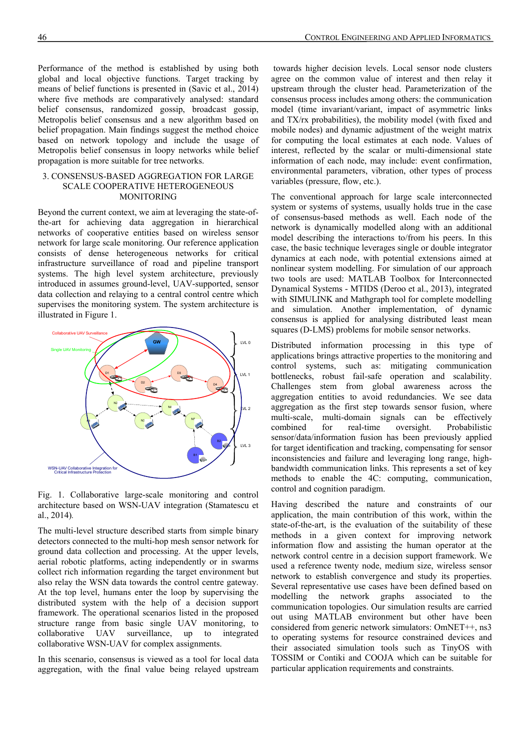Performance of the method is established by using both global and local objective functions. Target tracking by means of belief functions is presented in (Savic et al., 2014) where five methods are comparatively analysed: standard belief consensus, randomized gossip, broadcast gossip, Metropolis belief consensus and a new algorithm based on belief propagation. Main findings suggest the method choice based on network topology and include the usage of Metropolis belief consensus in loopy networks while belief propagation is more suitable for tree networks.

## 3. CONSENSUS-BASED AGGREGATION FOR LARGE SCALE COOPERATIVE HETEROGENEOUS MONITORING

Beyond the current context, we aim at leveraging the state-of-the-art for achieving data aggregation in hierarchical networks of cooperative entities based on wireless sensor network for large scale monitoring. Our reference application consists of dense heterogeneous networks for critical infrastructure surveillance of road and pipeline transport systems. The high level system architecture, previously introduced in assumes ground-level, UAV-supported, sensor data collection and relaying to a central control centre which supervises the monitoring system. The system architecture is illustrated in Figure 1.

Fig. 1. Collaborative large-scale monitoring and control architecture based on WSN-UAV integration (Stamatescu et al., 2014).

The multi-level structure described starts from simple binary detectors connected to the multi-hop mesh sensor network for ground data collection and processing. At the upper levels, aerial robotic platforms, acting independently or in swarms collect rich information regarding the target environment but also relay the WSN data towards the control centre gateway. At the top level, humans enter the loop by supervising the distributed system with the help of a decision support framework. The operational scenarios listed in the proposed structure range from basic single UAV monitoring, to collaborative UAV surveillance, up to integrated collaborative WSN-UAV for complex assignments.

In this scenario, consensus is viewed as a tool for local data aggregation, with the final value being relayed upstream towards higher decision levels. Local sensor node clusters agree on the common value of interest and then relay it upstream through the cluster head. Parameterization of the consensus process includes among others: the communication model (time invariant/variant, impact of asymmetric links and TX/rx probabilities), the mobility model (with fixed and mobile nodes) and dynamic adjustment of the weight matrix for computing the local estimates at each node. Values of interest, reflected by the scalar or multi-dimensional state information of each node, may include: event confirmation, environmental parameters, vibration, other types of process variables (pressure, flow, etc.).

The conventional approach for large scale interconnected system or systems of systems, usually holds true in the case of consensus-based methods as well. Each node of the network is dynamically modelled along with an additional model describing the interactions to/from his peers. In this case, the basic technique leverages single or double integrator dynamics at each node, with potential extensions aimed at nonlinear system modelling. For simulation of our approach two tools are used: MATLAB Toolbox for Interconnected Dynamical Systems - MTIDS (Deroo et al., 2013), integrated with SIMULINK and Mathgraph tool for complete modelling and simulation. Another implementation, of dynamic consensus is applied for analysing distributed least mean squares (D-LMS) problems for mobile sensor networks.

Distributed information processing in this type of applications brings attractive properties to the monitoring and control systems, such as: mitigating communication bottlenecks, robust fail-safe operation and scalability. Challenges stem from global awareness across the aggregation entities to avoid redundancies. We see data aggregation as the first step towards sensor fusion, where multi-scale, multi-domain signals can be effectively combined for real-time oversight. Probabilistic sensor/data/information fusion has been previously applied for target identification and tracking, compensating for sensor inconsistencies and failure and leveraging long range, high-bandwidth communication links. This represents a set of key methods to enable the 4C: computing, communication, control and cognition paradigm.

Having described the nature and constraints of our application, the main contribution of this work, within the state-of-the-art, is the evaluation of the suitability of these methods in a given context for improving network information flow and assisting the human operator at the network control centre in a decision support framework. We used a reference twenty node, medium size, wireless sensor network to establish convergence and study its properties. Several representative use cases have been defined based on modelling the network graphs associated to the communication topologies. Our simulation results are carried out using MATLAB environment but other have been considered from generic network simulators: OmNET++, ns3 to operating systems for resource constrained devices and their associated simulation tools such as TinyOS with TOSSIM or Contiki and COOJA which can be suitable for particular application requirements and constraints.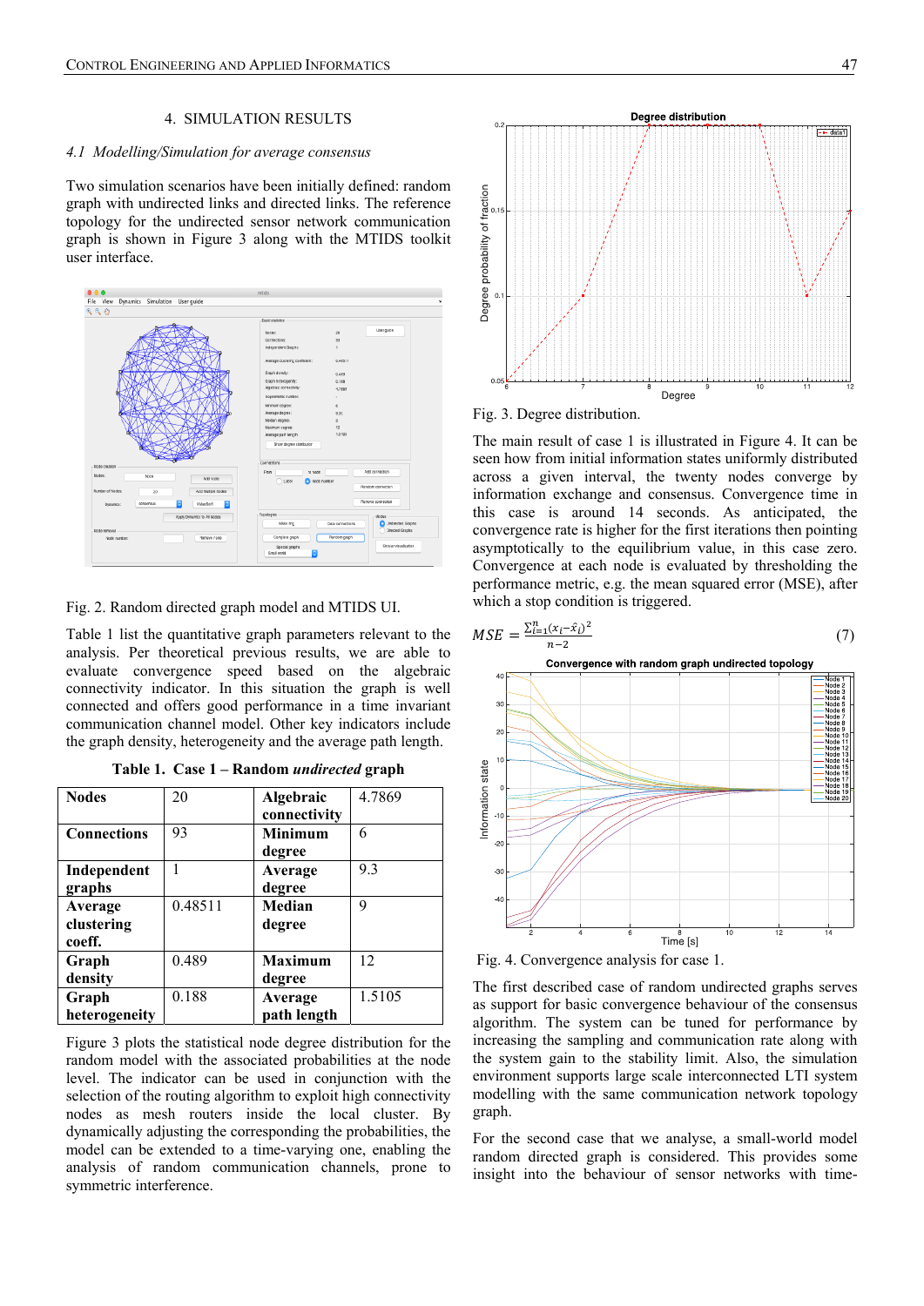## 4. SIMULATION RESULTS

### 4.1 *Modelling/Simulation for average consensus*

Two simulation scenarios have been initially defined: random graph with undirected links and directed links. The reference topology for the undirected sensor network communication graph is shown in Figure 3 along with the MTIDS toolkit user interface.

Fig. 2. Random directed graph model and MTIDS UI.

Table 1 list the quantitative graph parameters relevant to the analysis. Per theoretical previous results, we are able to evaluate convergence speed based on the algebraic connectivity indicator. In this situation the graph is well connected and offers good performance in a time invariant communication channel model. Other key indicators include the graph density, heterogeneity and the average path length.

**Table 1. Case 1 – Random *undirected* graph**

| | | | |
|---|---|---|---|
| **Nodes** | 20 | **Algebraic connectivity** | 4.7869 |
| **Connections** | 93 | **Minimum degree** | 6 |
| **Independent graphs** | 1 | **Average degree** | 9.3 |
| **Average clustering coeff.** | 0.48511 | **Median degree** | 9 |
| **Graph density** | 0.489 | **Maximum degree** | 12 |
| **Graph heterogeneity** | 0.188 | **Average path length** | 1.5105 |

Figure 3 plots the statistical node degree distribution for the random model with the associated probabilities at the node level. The indicator can be used in conjunction with the selection of the routing algorithm to exploit high connectivity nodes as mesh routers inside the local cluster. By dynamically adjusting the corresponding the probabilities, the model can be extended to a time-varying one, enabling the analysis of random communication channels, prone to symmetric interference.

Fig. 3. Degree distribution.

The main result of case 1 is illustrated in Figure 4. It can be seen how from initial information states uniformly distributed across a given interval, the twenty nodes converge by information exchange and consensus. Convergence time in this case is around 14 seconds. As anticipated, the convergence rate is higher for the first iterations then pointing asymptotically to the equilibrium value, in this case zero. Convergence at each node is evaluated by thresholding the performance metric, e.g. the mean squared error (MSE), after which a stop condition is triggered.

$$MSE = \frac{\sum_{i=1}^{n}(x_i - \hat{x}_i)^2}{n-2} \qquad (7)$$

Fig. 4. Convergence analysis for case 1.

The first described case of random undirected graphs serves as support for basic convergence behaviour of the consensus algorithm. The system can be tuned for performance by increasing the sampling and communication rate along with the system gain to the stability limit. Also, the simulation environment supports large scale interconnected LTI system modelling with the same communication network topology graph.

For the second case that we analyse, a small-world model random directed graph is considered. This provides some insight into the behaviour of sensor networks with time-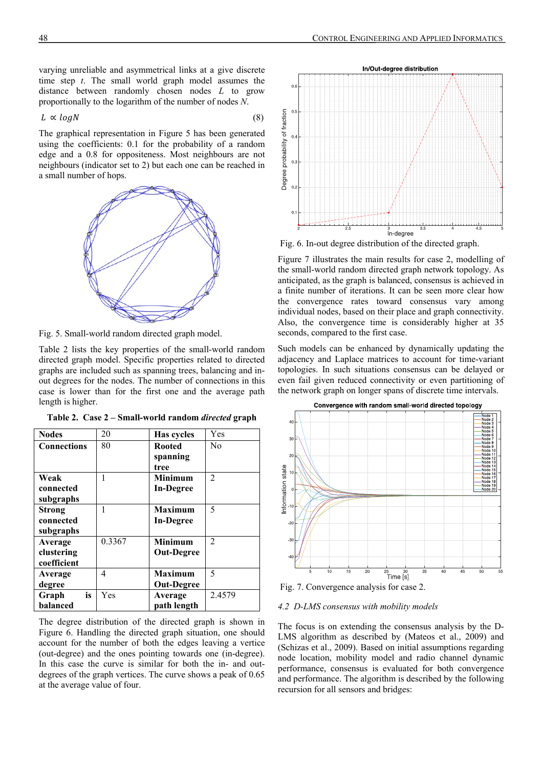varying unreliable and asymmetrical links at a give discrete time step $t$. The small world graph model assumes the distance between randomly chosen nodes $L$ to grow proportionally to the logarithm of the number of nodes $N$.

$$L \propto \log N \tag{8}$$

The graphical representation in Figure 5 has been generated using the coefficients: 0.1 for the probability of a random edge and a 0.8 for oppositeness. Most neighbours are not neighbours (indicator set to 2) but each one can be reached in a small number of hops.

Fig. 5. Small-world random directed graph model.

Table 2 lists the key properties of the small-world random directed graph model. Specific properties related to directed graphs are included such as spanning trees, balancing and in-out degrees for the nodes. The number of connections in this case is lower than for the first one and the average path length is higher.

**Table 2. Case 2 – Small-world random *directed* graph**

| | | | |
|---|---|---|---|
| **Nodes** | 20 | **Has cycles** | Yes |
| **Connections** | 80 | **Rooted spanning tree** | No |
| **Weak connected subgraphs** | 1 | **Minimum In-Degree** | 2 |
| **Strong connected subgraphs** | 1 | **Maximum In-Degree** | 5 |
| **Average clustering coefficient** | 0.3367 | **Minimum Out-Degree** | 2 |
| **Average degree** | 4 | **Maximum Out-Degree** | 5 |
| **Graph is balanced** | Yes | **Average path length** | 2.4579 |

The degree distribution of the directed graph is shown in Figure 6. Handling the directed graph situation, one should account for the number of both the edges leaving a vertice (out-degree) and the ones pointing towards one (in-degree). In this case the curve is similar for both the in- and out-degrees of the graph vertices. The curve shows a peak of 0.65 at the average value of four.

Fig. 6. In-out degree distribution of the directed graph.

Figure 7 illustrates the main results for case 2, modelling of the small-world random directed graph network topology. As anticipated, as the graph is balanced, consensus is achieved in a finite number of iterations. It can be seen more clear how the convergence rates toward consensus vary among individual nodes, based on their place and graph connectivity. Also, the convergence time is considerably higher at 35 seconds, compared to the first case.

Such models can be enhanced by dynamically updating the adjacency and Laplace matrices to account for time-variant topologies. In such situations consensus can be delayed or even fail given reduced connectivity or even partitioning of the network graph on longer spans of discrete time intervals.

Fig. 7. Convergence analysis for case 2.

### 4.2 D-LMS consensus with mobility models

The focus is on extending the consensus analysis by the D-LMS algorithm as described by (Mateos et al., 2009) and (Schizas et al., 2009). Based on initial assumptions regarding node location, mobility model and radio channel dynamic performance, consensus is evaluated for both convergence and performance. The algorithm is described by the following recursion for all sensors and bridges: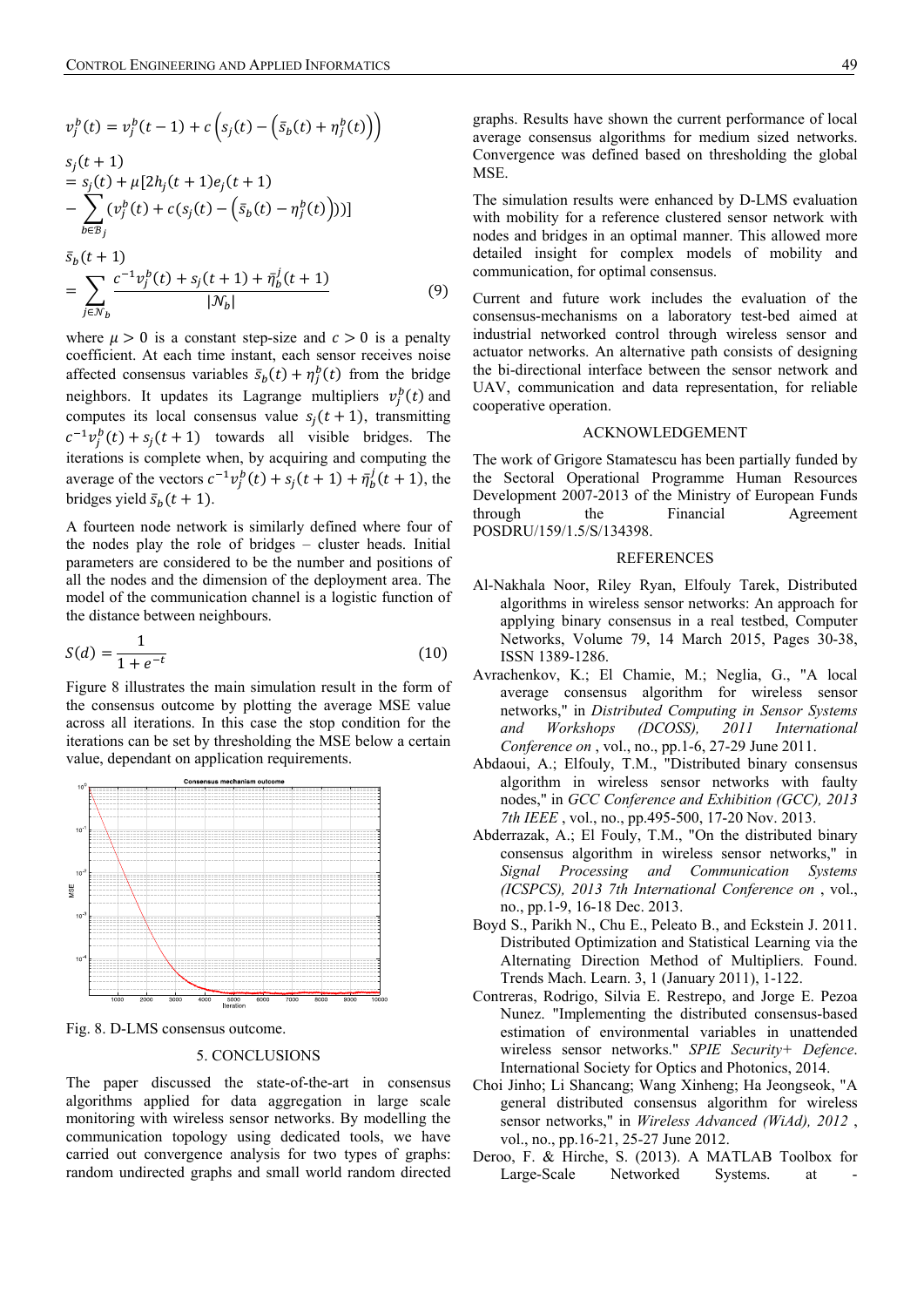$$v_j^b(t) = v_j^b(t-1) + c\left(s_j(t) - \left(\bar{s}_b(t) + \eta_j^b(t)\right)\right)$$

$$\begin{aligned} &s_j(t+1) \\ &= s_j(t) + \mu[2h_j(t+1)e_j(t+1) \\ &- \sum_{b \in \mathcal{B}_j} (v_j^b(t) + c(s_j(t) - \left(\bar{s}_b(t) - \eta_j^b(t)\right)))] \end{aligned}$$

$$\begin{aligned} &\bar{s}_b(t+1) \\ &= \sum_{j \in \mathcal{N}_b} \frac{c^{-1}v_j^b(t) + s_j(t+1) + \bar{\eta}_b^j(t+1)}{|\mathcal{N}_b|} \end{aligned} \tag{9}$$

where $\mu > 0$ is a constant step-size and $c > 0$ is a penalty coefficient. At each time instant, each sensor receives noise affected consensus variables $\bar{s}_b(t) + \eta_j^b(t)$ from the bridge neighbors. It updates its Lagrange multipliers $v_j^b(t)$ and computes its local consensus value $s_j(t+1)$, transmitting $c^{-1}v_j^b(t) + s_j(t+1)$ towards all visible bridges. The iterations is complete when, by acquiring and computing the average of the vectors $c^{-1}v_j^b(t) + s_j(t+1) + \bar{\eta}_b^j(t+1)$, the bridges yield $\bar{s}_b(t+1)$.

A fourteen node network is similarly defined where four of the nodes play the role of bridges – cluster heads. Initial parameters are considered to be the number and positions of all the nodes and the dimension of the deployment area. The model of the communication channel is a logistic function of the distance between neighbours.

$$S(d) = \frac{1}{1 + e^{-t}} \tag{10}$$

Figure 8 illustrates the main simulation result in the form of the consensus outcome by plotting the average MSE value across all iterations. In this case the stop condition for the iterations can be set by thresholding the MSE below a certain value, dependant on application requirements.

Fig. 8. D-LMS consensus outcome.

## 5. CONCLUSIONS

The paper discussed the state-of-the-art in consensus algorithms applied for data aggregation in large scale monitoring with wireless sensor networks. By modelling the communication topology using dedicated tools, we have carried out convergence analysis for two types of graphs: random undirected graphs and small world random directed graphs. Results have shown the current performance of local average consensus algorithms for medium sized networks. Convergence was defined based on thresholding the global MSE.

The simulation results were enhanced by D-LMS evaluation with mobility for a reference clustered sensor network with nodes and bridges in an optimal manner. This allowed more detailed insight for complex models of mobility and communication, for optimal consensus.

Current and future work includes the evaluation of the consensus-mechanisms on a laboratory test-bed aimed at industrial networked control through wireless sensor and actuator networks. An alternative path consists of designing the bi-directional interface between the sensor network and UAV, communication and data representation, for reliable cooperative operation.

## ACKNOWLEDGEMENT

The work of Grigore Stamatescu has been partially funded by the Sectoral Operational Programme Human Resources Development 2007-2013 of the Ministry of European Funds through the Financial Agreement POSDRU/159/1.5/S/134398.

## REFERENCES

Al-Nakhala Noor, Riley Ryan, Elfouly Tarek, Distributed algorithms in wireless sensor networks: An approach for applying binary consensus in a real testbed, Computer Networks, Volume 79, 14 March 2015, Pages 30-38, ISSN 1389-1286.

Avrachenkov, K.; El Chamie, M.; Neglia, G., "A local average consensus algorithm for wireless sensor networks," in *Distributed Computing in Sensor Systems and Workshops (DCOSS), 2011 International Conference on* , vol., no., pp.1-6, 27-29 June 2011.

Abdaoui, A.; Elfouly, T.M., "Distributed binary consensus algorithm in wireless sensor networks with faulty nodes," in *GCC Conference and Exhibition (GCC), 2013 7th IEEE* , vol., no., pp.495-500, 17-20 Nov. 2013.

Abderrazak, A.; El Fouly, T.M., "On the distributed binary consensus algorithm in wireless sensor networks," in *Signal Processing and Communication Systems (ICSPCS), 2013 7th International Conference on* , vol., no., pp.1-9, 16-18 Dec. 2013.

Boyd S., Parikh N., Chu E., Peleato B., and Eckstein J. 2011. Distributed Optimization and Statistical Learning via the Alternating Direction Method of Multipliers. Found. Trends Mach. Learn. 3, 1 (January 2011), 1-122.

Contreras, Rodrigo, Silvia E. Restrepo, and Jorge E. Pezoa Nunez. "Implementing the distributed consensus-based estimation of environmental variables in unattended wireless sensor networks." *SPIE Security+ Defence*. International Society for Optics and Photonics, 2014.

Choi Jinho; Li Shancang; Wang Xinheng; Ha Jeongseok, "A general distributed consensus algorithm for wireless sensor networks," in *Wireless Advanced (WiAd), 2012* , vol., no., pp.16-21, 25-27 June 2012.

Deroo, F. & Hirche, S. (2013). A MATLAB Toolbox for Large-Scale Networked Systems. at -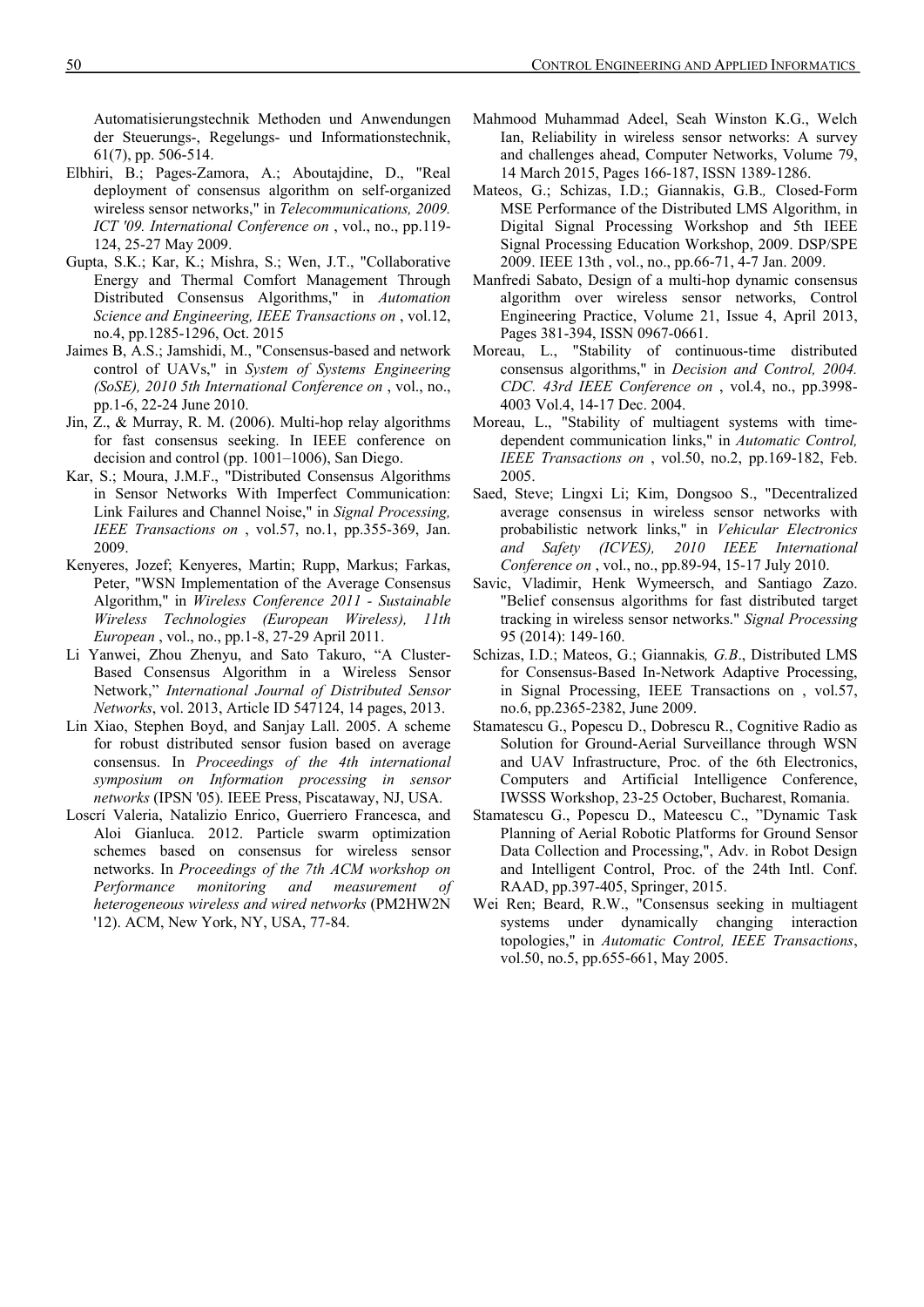Automatisierungstechnik Methoden und Anwendungen der Steuerungs-, Regelungs- und Informationstechnik, 61(7), pp. 506-514.

Elbhiri, B.; Pages-Zamora, A.; Aboutajdine, D., "Real deployment of consensus algorithm on self-organized wireless sensor networks," in *Telecommunications, 2009. ICT '09. International Conference on* , vol., no., pp.119-124, 25-27 May 2009.

Gupta, S.K.; Kar, K.; Mishra, S.; Wen, J.T., "Collaborative Energy and Thermal Comfort Management Through Distributed Consensus Algorithms," in *Automation Science and Engineering, IEEE Transactions on* , vol.12, no.4, pp.1285-1296, Oct. 2015

Jaimes B, A.S.; Jamshidi, M., "Consensus-based and network control of UAVs," in *System of Systems Engineering (SoSE), 2010 5th International Conference on* , vol., no., pp.1-6, 22-24 June 2010.

Jin, Z., & Murray, R. M. (2006). Multi-hop relay algorithms for fast consensus seeking. In IEEE conference on decision and control (pp. 1001–1006), San Diego.

Kar, S.; Moura, J.M.F., "Distributed Consensus Algorithms in Sensor Networks With Imperfect Communication: Link Failures and Channel Noise," in *Signal Processing, IEEE Transactions on* , vol.57, no.1, pp.355-369, Jan. 2009.

Kenyeres, Jozef; Kenyeres, Martin; Rupp, Markus; Farkas, Peter, "WSN Implementation of the Average Consensus Algorithm," in *Wireless Conference 2011 - Sustainable Wireless Technologies (European Wireless), 11th European* , vol., no., pp.1-8, 27-29 April 2011.

Li Yanwei, Zhou Zhenyu, and Sato Takuro, "A Cluster-Based Consensus Algorithm in a Wireless Sensor Network," *International Journal of Distributed Sensor Networks*, vol. 2013, Article ID 547124, 14 pages, 2013.

Lin Xiao, Stephen Boyd, and Sanjay Lall. 2005. A scheme for robust distributed sensor fusion based on average consensus. In *Proceedings of the 4th international symposium on Information processing in sensor networks* (IPSN '05). IEEE Press, Piscataway, NJ, USA.

Loscrí Valeria, Natalizio Enrico, Guerriero Francesca, and Aloi Gianluca. 2012. Particle swarm optimization schemes based on consensus for wireless sensor networks. In *Proceedings of the 7th ACM workshop on Performance monitoring and measurement of heterogeneous wireless and wired networks* (PM2HW2N '12). ACM, New York, NY, USA, 77-84.

Mahmood Muhammad Adeel, Seah Winston K.G., Welch Ian, Reliability in wireless sensor networks: A survey and challenges ahead, Computer Networks, Volume 79, 14 March 2015, Pages 166-187, ISSN 1389-1286.

Mateos, G.; Schizas, I.D.; Giannakis, G.B., Closed-Form MSE Performance of the Distributed LMS Algorithm, in Digital Signal Processing Workshop and 5th IEEE Signal Processing Education Workshop, 2009. DSP/SPE 2009. IEEE 13th , vol., no., pp.66-71, 4-7 Jan. 2009.

Manfredi Sabato, Design of a multi-hop dynamic consensus algorithm over wireless sensor networks, Control Engineering Practice, Volume 21, Issue 4, April 2013, Pages 381-394, ISSN 0967-0661.

Moreau, L., "Stability of continuous-time distributed consensus algorithms," in *Decision and Control, 2004. CDC. 43rd IEEE Conference on* , vol.4, no., pp.3998-4003 Vol.4, 14-17 Dec. 2004.

Moreau, L., "Stability of multiagent systems with time-dependent communication links," in *Automatic Control, IEEE Transactions on* , vol.50, no.2, pp.169-182, Feb. 2005.

Saed, Steve; Lingxi Li; Kim, Dongsoo S., "Decentralized average consensus in wireless sensor networks with probabilistic network links," in *Vehicular Electronics and Safety (ICVES), 2010 IEEE International Conference on* , vol., no., pp.89-94, 15-17 July 2010.

Savic, Vladimir, Henk Wymeersch, and Santiago Zazo. "Belief consensus algorithms for fast distributed target tracking in wireless sensor networks." *Signal Processing* 95 (2014): 149-160.

Schizas, I.D.; Mateos, G.; Giannakis*, G.B*., Distributed LMS for Consensus-Based In-Network Adaptive Processing, in Signal Processing, IEEE Transactions on , vol.57, no.6, pp.2365-2382, June 2009.

Stamatescu G., Popescu D., Dobrescu R., Cognitive Radio as Solution for Ground-Aerial Surveillance through WSN and UAV Infrastructure, Proc. of the 6th Electronics, Computers and Artificial Intelligence Conference, IWSSS Workshop, 23-25 October, Bucharest, Romania.

Stamatescu G., Popescu D., Mateescu C., "Dynamic Task Planning of Aerial Robotic Platforms for Ground Sensor Data Collection and Processing,", Adv. in Robot Design and Intelligent Control, Proc. of the 24th Intl. Conf. RAAD, pp.397-405, Springer, 2015.

Wei Ren; Beard, R.W., "Consensus seeking in multiagent systems under dynamically changing interaction topologies," in *Automatic Control, IEEE Transactions*, vol.50, no.5, pp.655-661, May 2005.